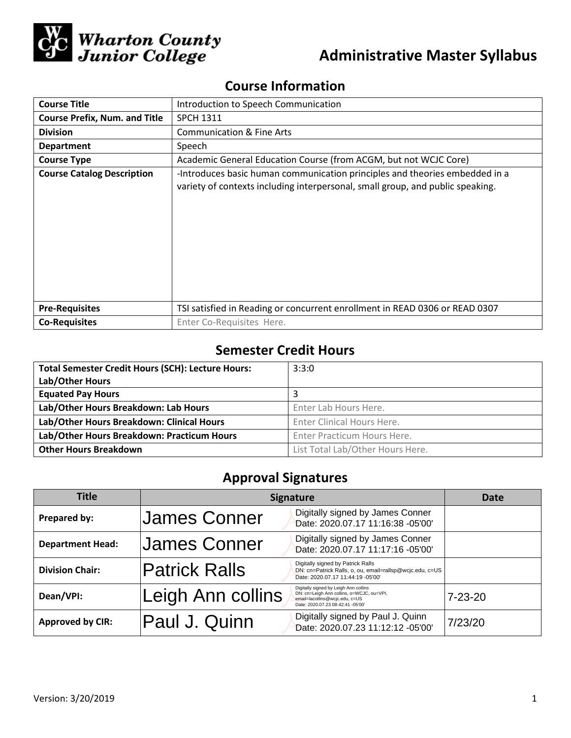Wharton County Junior College

# Administrative Master Syllabus

## Course Information

| Course Title | Introduction to Speech Communication |
|---|---|
| Course Prefix, Num. and Title | SPCH 1311 |
| Division | Communication & Fine Arts |
| Department | Speech |
| Course Type | Academic General Education Course (from ACGM, but not WCJC Core) |
| Course Catalog Description | -Introduces basic human communication principles and theories embedded in a variety of contexts including interpersonal, small group, and public speaking. |
| Pre-Requisites | TSI satisfied in Reading or concurrent enrollment in READ 0306 or READ 0307 |
| Co-Requisites | Enter Co-Requisites Here. |

## Semester Credit Hours

| Total Semester Credit Hours (SCH): Lecture Hours: Lab/Other Hours | 3:3:0 |
|---|---|
| Equated Pay Hours | 3 |
| Lab/Other Hours Breakdown: Lab Hours | Enter Lab Hours Here. |
| Lab/Other Hours Breakdown: Clinical Hours | Enter Clinical Hours Here. |
| Lab/Other Hours Breakdown: Practicum Hours | Enter Practicum Hours Here. |
| Other Hours Breakdown | List Total Lab/Other Hours Here. |

## Approval Signatures

| Title | Signature | Date |
|---|---|---|
| Prepared by: | James Conner — Digitally signed by James Conner Date: 2020.07.17 11:16:38 -05'00' | |
| Department Head: | James Conner — Digitally signed by James Conner Date: 2020.07.17 11:17:16 -05'00' | |
| Division Chair: | Patrick Ralls — Digitally signed by Patrick Ralls DN: cn=Patrick Ralls, o, ou, email=rallsp@wcjc.edu, c=US Date: 2020.07.17 11:44:19 -05'00' | |
| Dean/VPI: | Leigh Ann collins — Digitally signed by Leigh Ann collins DN: cn=Leigh Ann collins, o=WCJC, ou=VPI, email=lacollins@wcjc.edu, c=US Date: 2020.07.23 08:42:41 -05'00' | 7-23-20 |
| Approved by CIR: | Paul J. Quinn — Digitally signed by Paul J. Quinn Date: 2020.07.23 11:12:12 -05'00' | 7/23/20 |

Version: 3/20/2019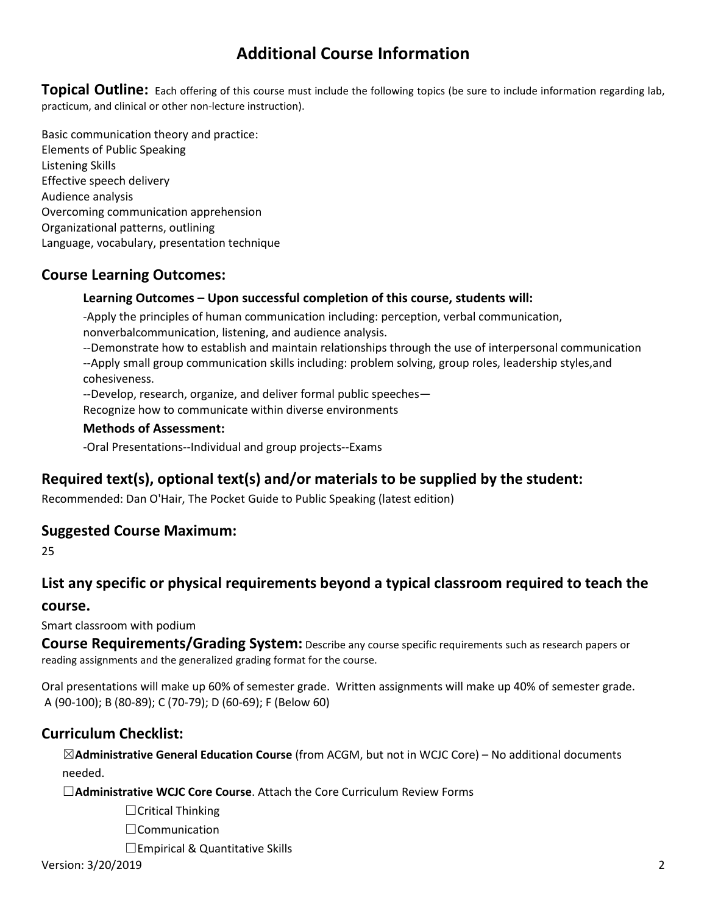# Additional Course Information

**Topical Outline:** Each offering of this course must include the following topics (be sure to include information regarding lab, practicum, and clinical or other non-lecture instruction).

Basic communication theory and practice:
Elements of Public Speaking
Listening Skills
Effective speech delivery
Audience analysis
Overcoming communication apprehension
Organizational patterns, outlining
Language, vocabulary, presentation technique

## Course Learning Outcomes:

**Learning Outcomes – Upon successful completion of this course, students will:**

-Apply the principles of human communication including: perception, verbal communication, nonverbalcommunication, listening, and audience analysis.
--Demonstrate how to establish and maintain relationships through the use of interpersonal communication
--Apply small group communication skills including: problem solving, group roles, leadership styles,and cohesiveness.
--Develop, research, organize, and deliver formal public speeches—
Recognize how to communicate within diverse environments

**Methods of Assessment:**

-Oral Presentations--Individual and group projects--Exams

## Required text(s), optional text(s) and/or materials to be supplied by the student:

Recommended: Dan O'Hair, The Pocket Guide to Public Speaking (latest edition)

## Suggested Course Maximum:

25

## List any specific or physical requirements beyond a typical classroom required to teach the course.

Smart classroom with podium

**Course Requirements/Grading System:** Describe any course specific requirements such as research papers or reading assignments and the generalized grading format for the course.

Oral presentations will make up 60% of semester grade. Written assignments will make up 40% of semester grade.
A (90-100); B (80-89); C (70-79); D (60-69); F (Below 60)

## Curriculum Checklist:

☒**Administrative General Education Course** (from ACGM, but not in WCJC Core) – No additional documents needed.

☐**Administrative WCJC Core Course**. Attach the Core Curriculum Review Forms

- ☐Critical Thinking
- ☐Communication
- ☐Empirical & Quantitative Skills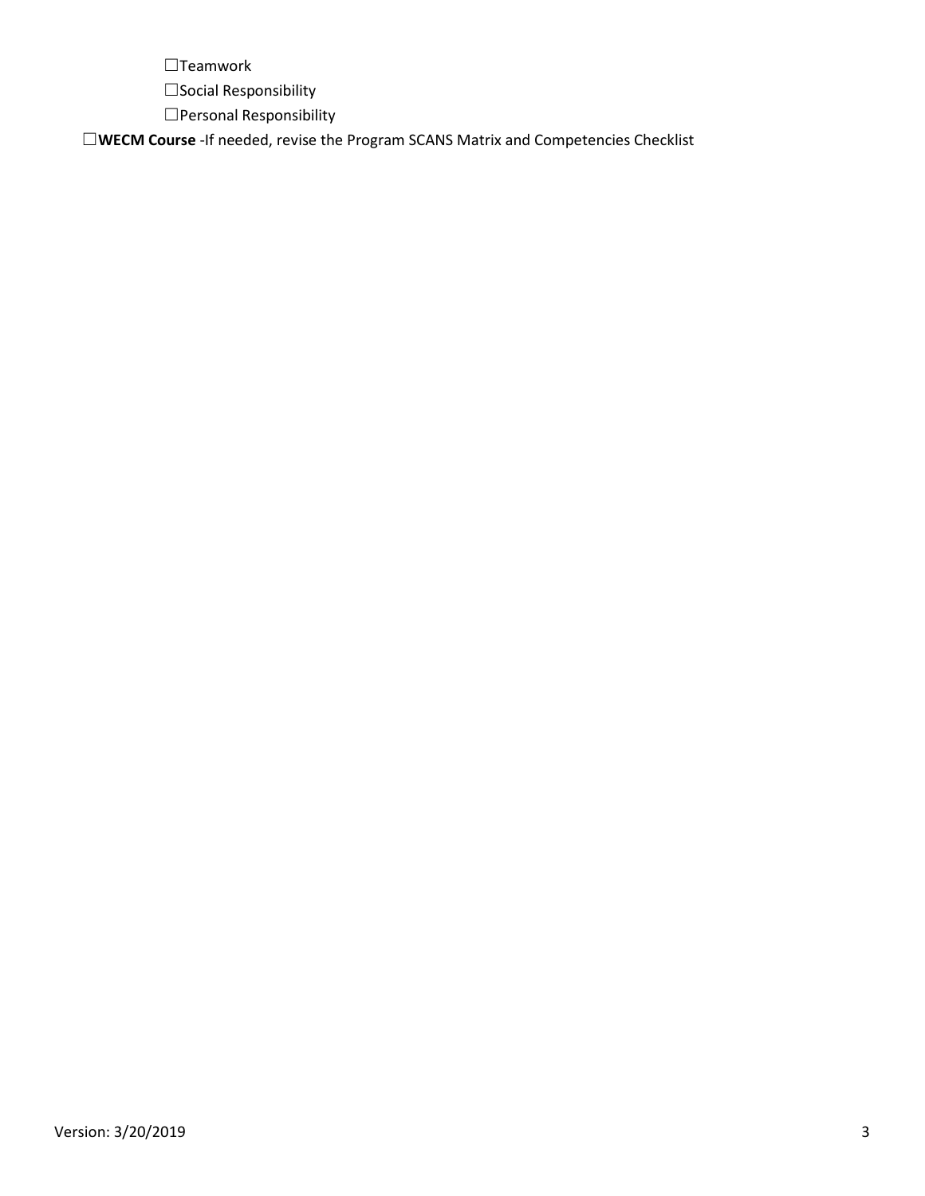☐Teamwork

☐Social Responsibility

☐Personal Responsibility

☐**WECM Course** -If needed, revise the Program SCANS Matrix and Competencies Checklist

Version: 3/20/2019